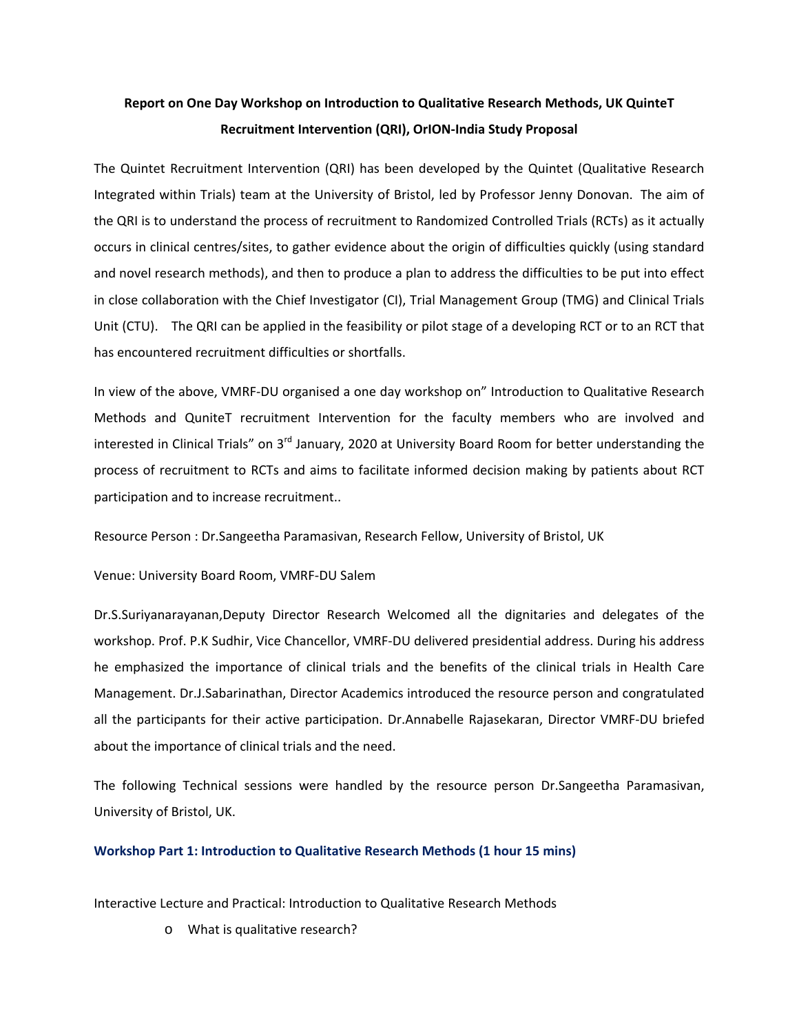**Report on One Day Workshop on Introduction to Qualitative Research Methods, UK QuinteT Recruitment Intervention (QRI), OrION-India Study Proposal**

The Quintet Recruitment Intervention (QRI) has been developed by the Quintet (Qualitative Research Integrated within Trials) team at the University of Bristol, led by Professor Jenny Donovan. The aim of the QRI is to understand the process of recruitment to Randomized Controlled Trials (RCTs) as it actually occurs in clinical centres/sites, to gather evidence about the origin of difficulties quickly (using standard and novel research methods), and then to produce a plan to address the difficulties to be put into effect in close collaboration with the Chief Investigator (CI), Trial Management Group (TMG) and Clinical Trials Unit (CTU). The QRI can be applied in the feasibility or pilot stage of a developing RCT or to an RCT that has encountered recruitment difficulties or shortfalls.

In view of the above, VMRF-DU organised a one day workshop on" Introduction to Qualitative Research Methods and QuniteT recruitment Intervention for the faculty members who are involved and interested in Clinical Trials" on 3rd January, 2020 at University Board Room for better understanding the process of recruitment to RCTs and aims to facilitate informed decision making by patients about RCT participation and to increase recruitment..

Resource Person : Dr.Sangeetha Paramasivan, Research Fellow, University of Bristol, UK

Venue: University Board Room, VMRF-DU Salem

Dr.S.Suriyanarayanan,Deputy Director Research Welcomed all the dignitaries and delegates of the workshop. Prof. P.K Sudhir, Vice Chancellor, VMRF-DU delivered presidential address. During his address he emphasized the importance of clinical trials and the benefits of the clinical trials in Health Care Management. Dr.J.Sabarinathan, Director Academics introduced the resource person and congratulated all the participants for their active participation. Dr.Annabelle Rajasekaran, Director VMRF-DU briefed about the importance of clinical trials and the need.

The following Technical sessions were handled by the resource person Dr.Sangeetha Paramasivan, University of Bristol, UK.

### Workshop Part 1: Introduction to Qualitative Research Methods (1 hour 15 mins)

Interactive Lecture and Practical: Introduction to Qualitative Research Methods

- What is qualitative research?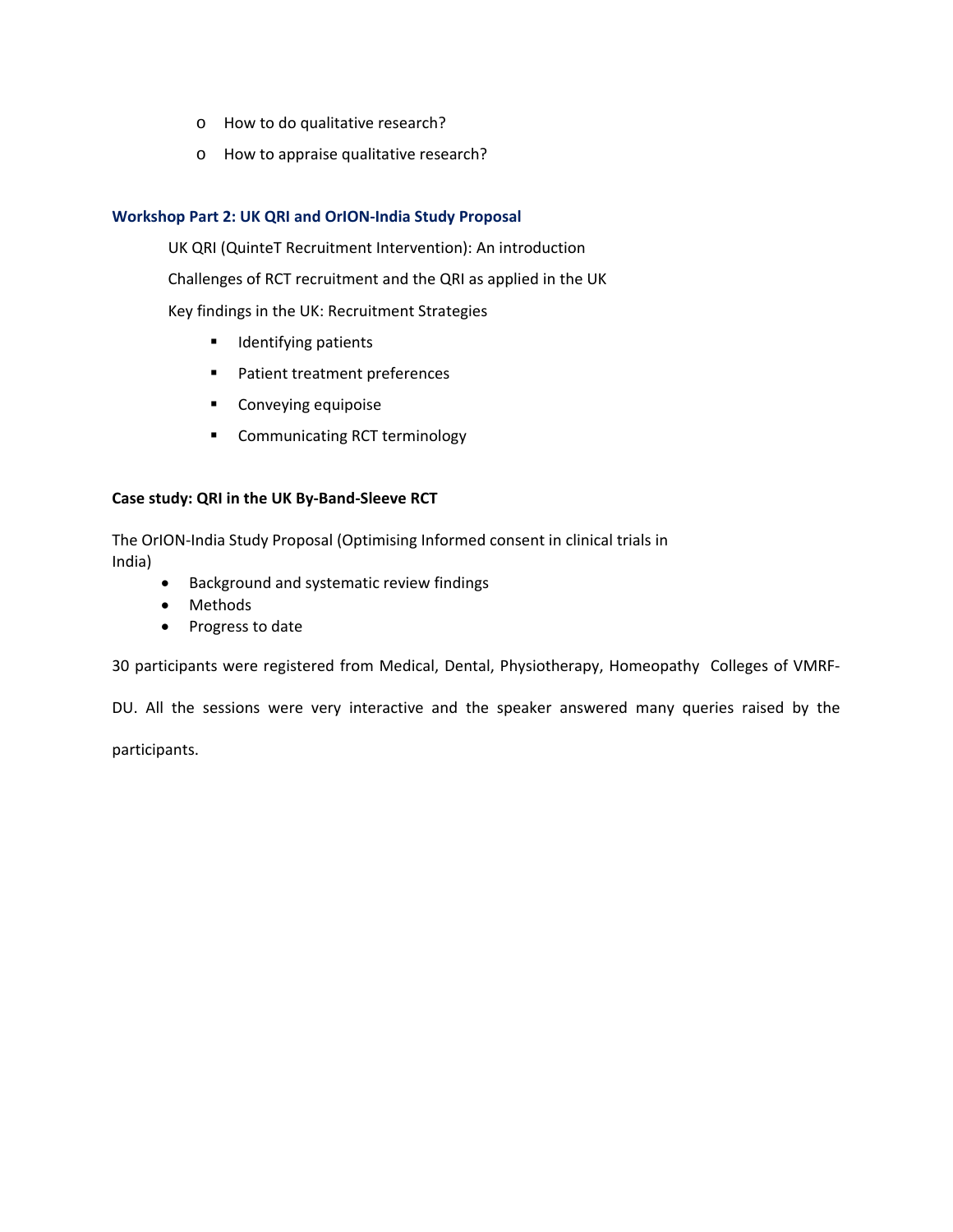- How to do qualitative research?
- How to appraise qualitative research?

### Workshop Part 2: UK QRI and OrION-India Study Proposal

UK QRI (QuinteT Recruitment Intervention): An introduction

Challenges of RCT recruitment and the QRI as applied in the UK

Key findings in the UK: Recruitment Strategies

- Identifying patients
- Patient treatment preferences
- Conveying equipoise
- Communicating RCT terminology

**Case study: QRI in the UK By-Band-Sleeve RCT**

The OrION-India Study Proposal (Optimising Informed consent in clinical trials in India)

- Background and systematic review findings
- Methods
- Progress to date

30 participants were registered from Medical, Dental, Physiotherapy, Homeopathy Colleges of VMRF-DU. All the sessions were very interactive and the speaker answered many queries raised by the participants.